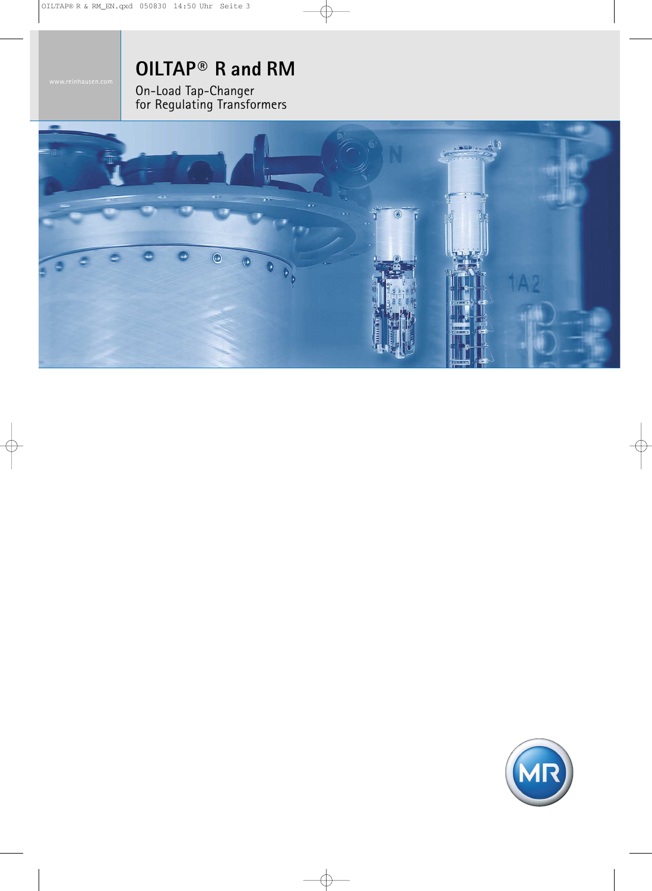www.reinhausen.com

# OILTAP® R and RM

On-Load Tap-Changer
for Regulating Transformers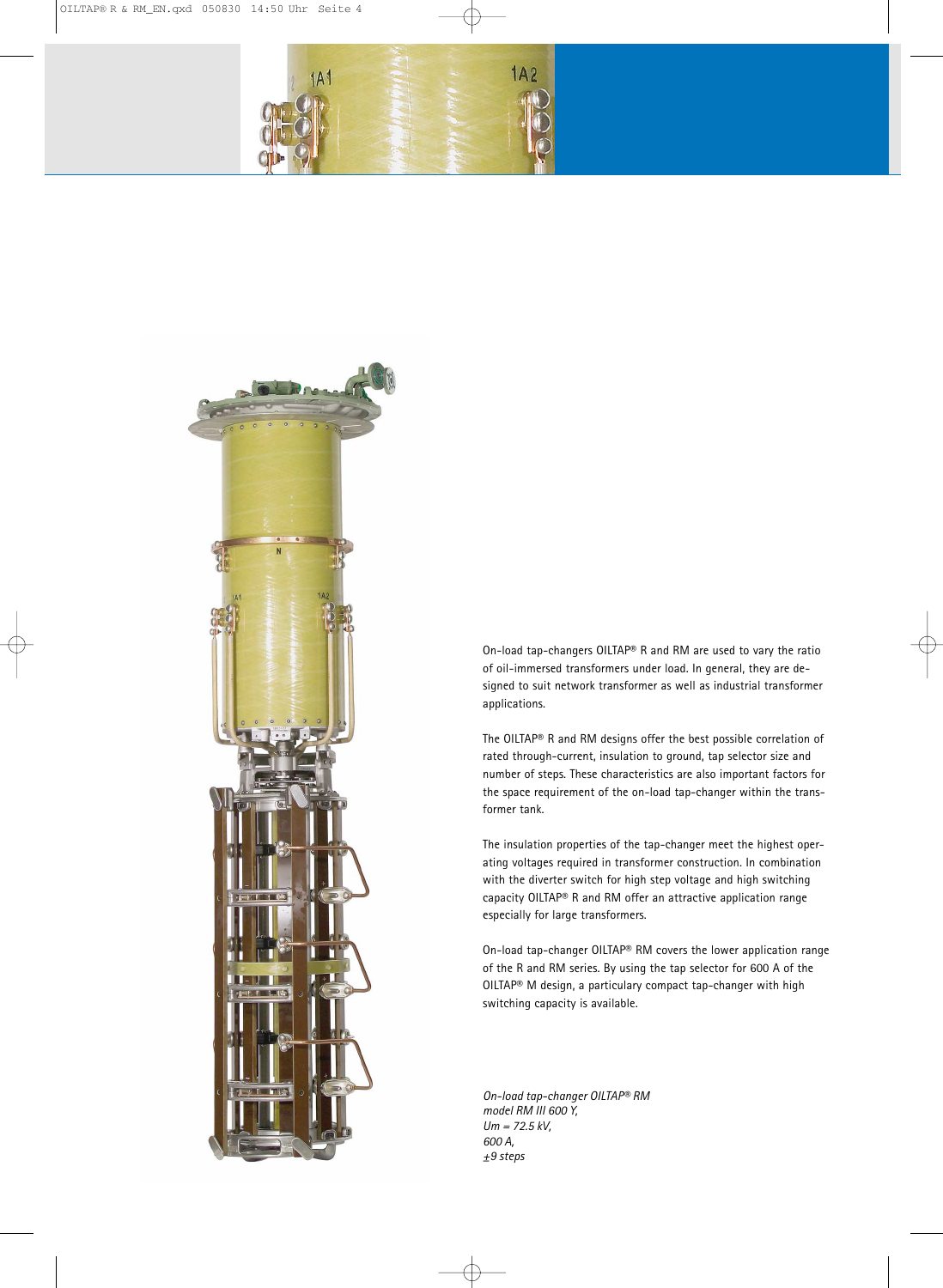On-load tap-changers OILTAP® R and RM are used to vary the ratio of oil-immersed transformers under load. In general, they are designed to suit network transformer as well as industrial transformer applications.

The OILTAP® R and RM designs offer the best possible correlation of rated through-current, insulation to ground, tap selector size and number of steps. These characteristics are also important factors for the space requirement of the on-load tap-changer within the transformer tank.

The insulation properties of the tap-changer meet the highest operating voltages required in transformer construction. In combination with the diverter switch for high step voltage and high switching capacity OILTAP® R and RM offer an attractive application range especially for large transformers.

On-load tap-changer OILTAP® RM covers the lower application range of the R and RM series. By using the tap selector for 600 A of the OILTAP® M design, a particulary compact tap-changer with high switching capacity is available.

*On-load tap-changer OILTAP® RM*
*model RM III 600 Y,*
*Um = 72.5 kV,*
*600 A,*
*±9 steps*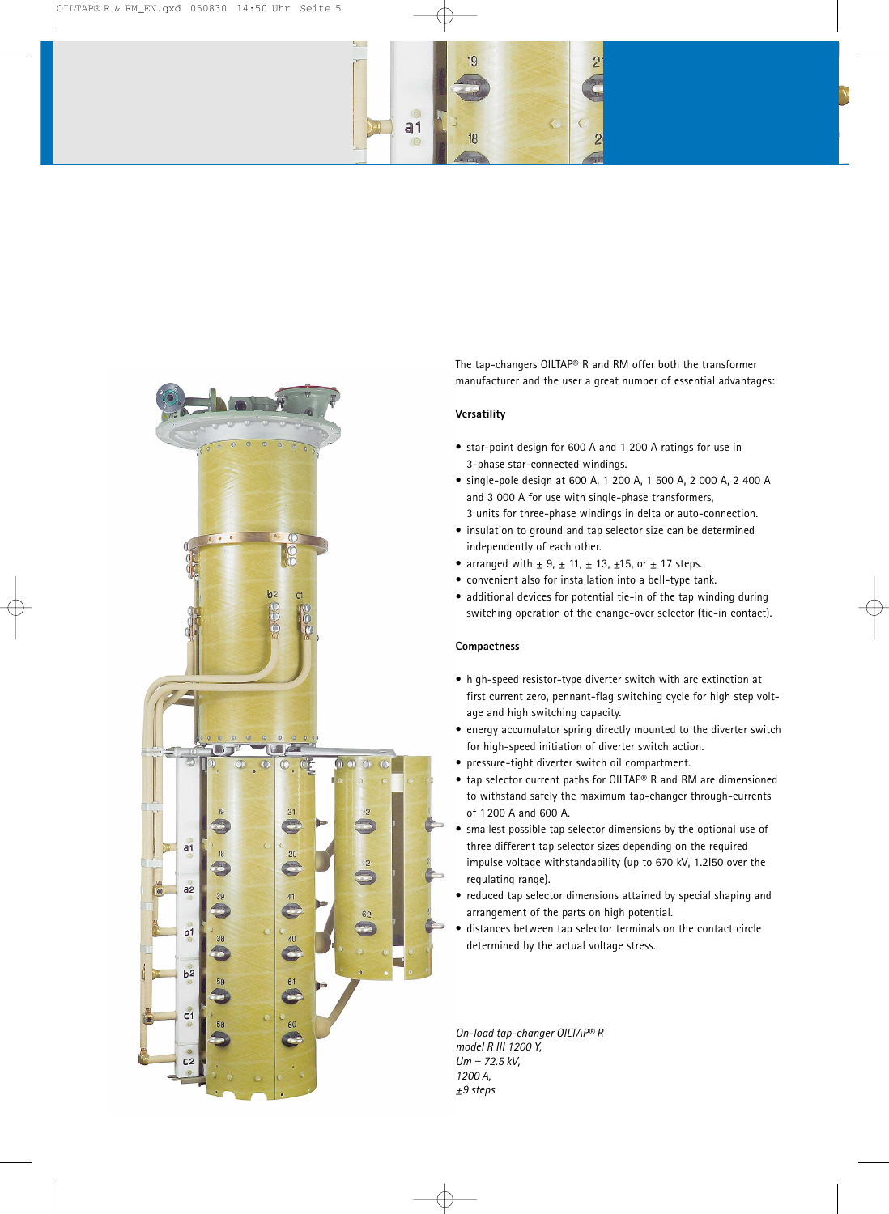The tap-changers OILTAP® R and RM offer both the transformer manufacturer and the user a great number of essential advantages:

**Versatility**

- star-point design for 600 A and 1 200 A ratings for use in 3-phase star-connected windings.
- single-pole design at 600 A, 1 200 A, 1 500 A, 2 000 A, 2 400 A and 3 000 A for use with single-phase transformers, 3 units for three-phase windings in delta or auto-connection.
- insulation to ground and tap selector size can be determined independently of each other.
- arranged with ± 9, ± 11, ± 13, ±15, or ± 17 steps.
- convenient also for installation into a bell-type tank.
- additional devices for potential tie-in of the tap winding during switching operation of the change-over selector (tie-in contact).

**Compactness**

- high-speed resistor-type diverter switch with arc extinction at first current zero, pennant-flag switching cycle for high step voltage and high switching capacity.
- energy accumulator spring directly mounted to the diverter switch for high-speed initiation of diverter switch action.
- pressure-tight diverter switch oil compartment.
- tap selector current paths for OILTAP® R and RM are dimensioned to withstand safely the maximum tap-changer through-currents of 1 200 A and 600 A.
- smallest possible tap selector dimensions by the optional use of three different tap selector sizes depending on the required impulse voltage withstandability (up to 670 kV, 1.2|50 over the regulating range).
- reduced tap selector dimensions attained by special shaping and arrangement of the parts on high potential.
- distances between tap selector terminals on the contact circle determined by the actual voltage stress.

*On-load tap-changer OILTAP® R model R III 1200 Y, Um = 72.5 kV, 1200 A, ±9 steps*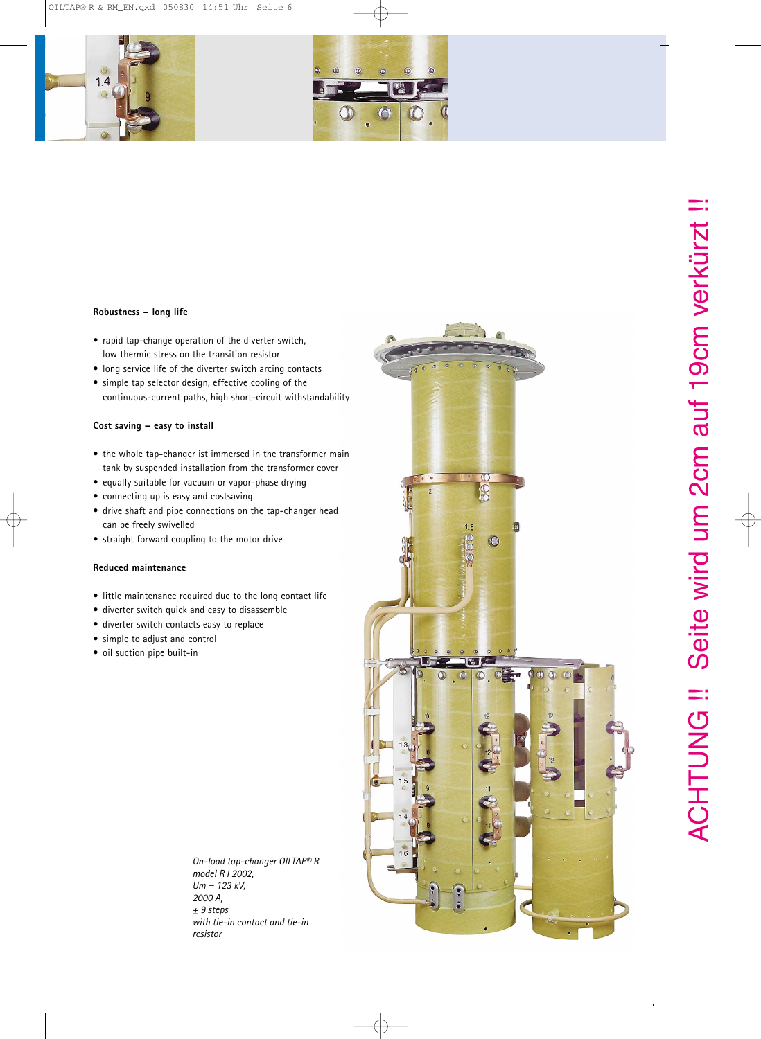**Robustness – long life**

- rapid tap-change operation of the diverter switch, low thermic stress on the transition resistor
- long service life of the diverter switch arcing contacts
- simple tap selector design, effective cooling of the continuous-current paths, high short-circuit withstandability

**Cost saving – easy to install**

- the whole tap-changer ist immersed in the transformer main tank by suspended installation from the transformer cover
- equally suitable for vacuum or vapor-phase drying
- connecting up is easy and costsaving
- drive shaft and pipe connections on the tap-changer head can be freely swivelled
- straight forward coupling to the motor drive

**Reduced maintenance**

- little maintenance required due to the long contact life
- diverter switch quick and easy to disassemble
- diverter switch contacts easy to replace
- simple to adjust and control
- oil suction pipe built-in

*On-load tap-changer OILTAP® R model R I 2002, Um = 123 kV, 2000 A, ± 9 steps with tie-in contact and tie-in resistor*

ACHTUNG !! Seite wird um 2cm auf 19cm verkürzt !!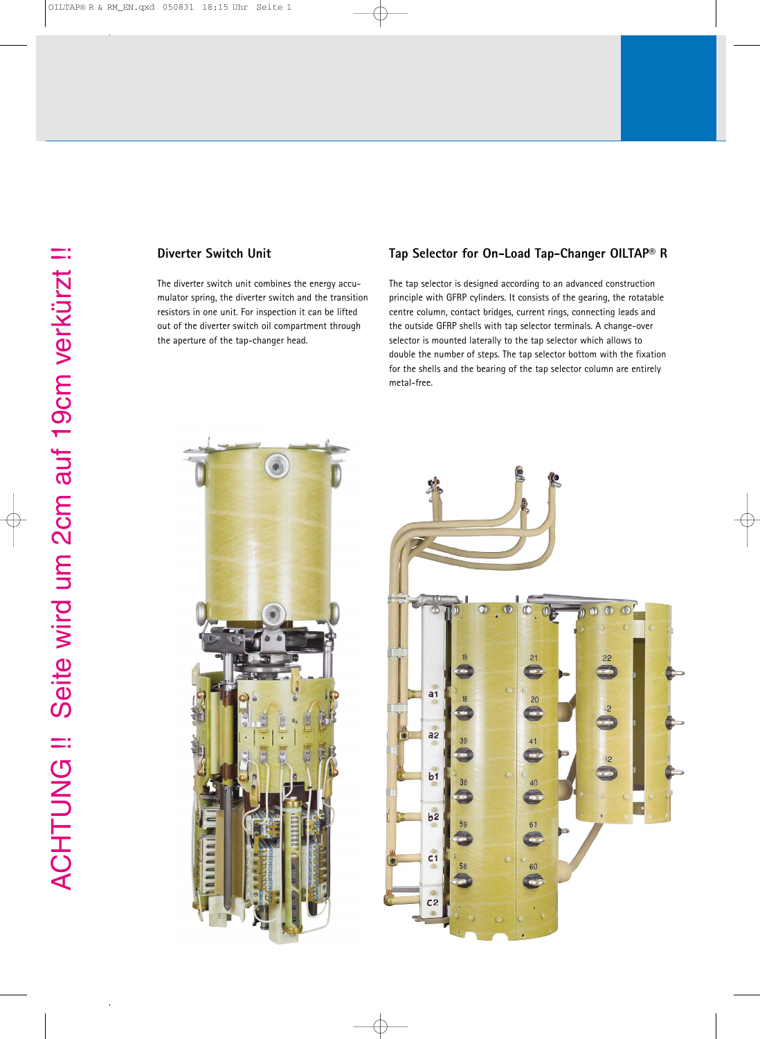## Diverter Switch Unit

The diverter switch unit combines the energy accumulator spring, the diverter switch and the transition resistors in one unit. For inspection it can be lifted out of the diverter switch oil compartment through the aperture of the tap-changer head.

## Tap Selector for On-Load Tap-Changer OILTAP® R

The tap selector is designed according to an advanced construction principle with GFRP cylinders. It consists of the gearing, the rotatable centre column, contact bridges, current rings, connecting leads and the outside GFRP shells with tap selector terminals. A change-over selector is mounted laterally to the tap selector which allows to double the number of steps. The tap selector bottom with the fixation for the shells and the bearing of the tap selector column are entirely metal-free.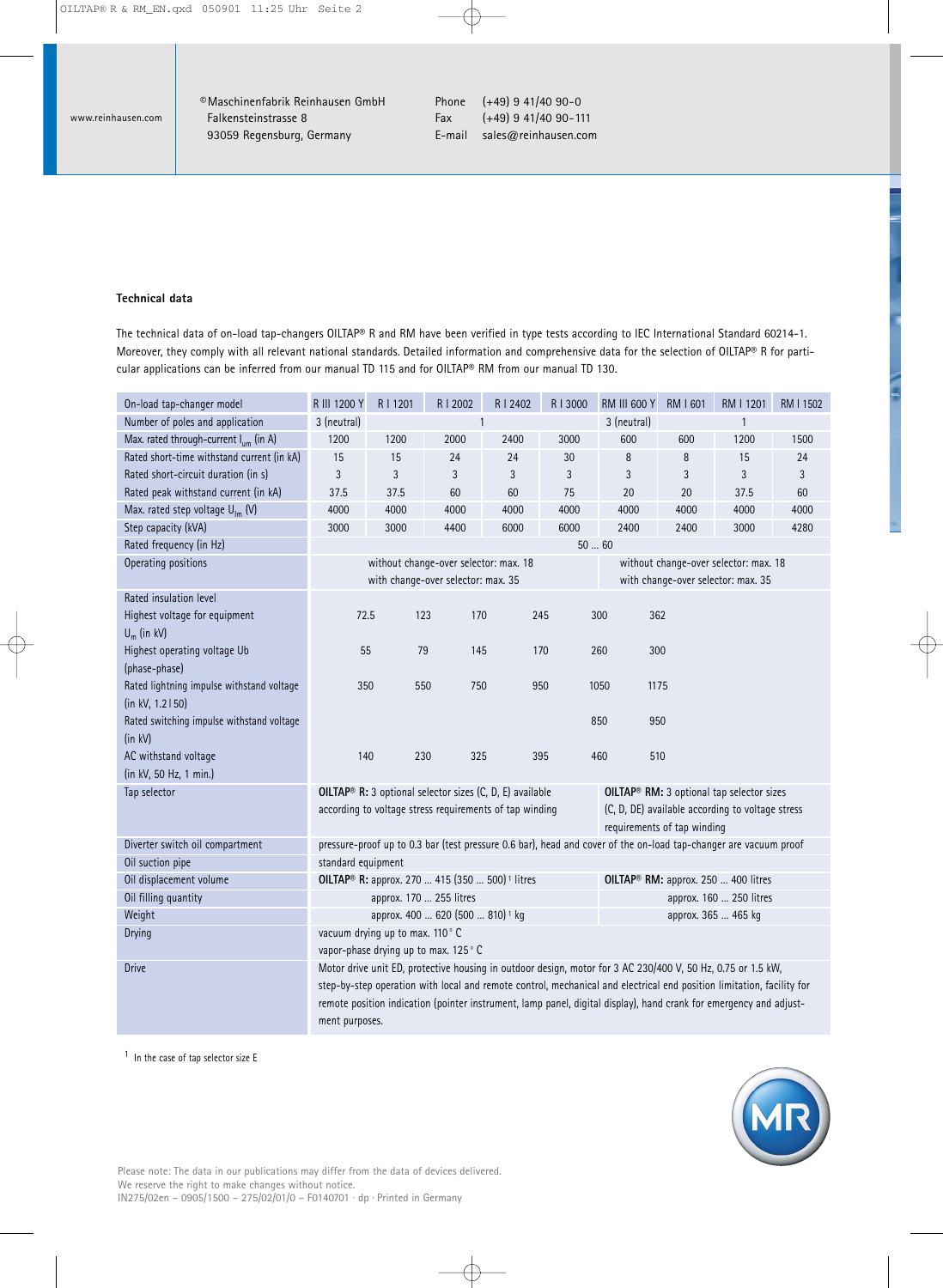www.reinhausen.com

©Maschinenfabrik Reinhausen GmbH
Falkensteinstrasse 8
93059 Regensburg, Germany

Phone (+49) 9 41/40 90-0
Fax (+49) 9 41/40 90-111
E-mail sales@reinhausen.com

### Technical data

The technical data of on-load tap-changers OILTAP® R and RM have been verified in type tests according to IEC International Standard 60214-1. Moreover, they comply with all relevant national standards. Detailed information and comprehensive data for the selection of OILTAP® R for particular applications can be inferred from our manual TD 115 and for OILTAP® RM from our manual TD 130.

| On-load tap-changer model | R III 1200 Y | R I 1201 | R I 2002 | R I 2402 | R I 3000 | RM III 600 Y | RM I 601 | RM I 1201 | RM I 1502 |
|---|---|---|---|---|---|---|---|---|---|
| Number of poles and application | 3 (neutral) | 1 | | | | 3 (neutral) | 1 | | |
| Max. rated through-current $I_{um}$ (in A) | 1200 | 1200 | 2000 | 2400 | 3000 | 600 | 600 | 1200 | 1500 |
| Rated short-time withstand current (in kA) | 15 | 15 | 24 | 24 | 30 | 8 | 8 | 15 | 24 |
| Rated short-circuit duration (in s) | 3 | 3 | 3 | 3 | 3 | 3 | 3 | 3 | 3 |
| Rated peak withstand current (in kA) | 37.5 | 37.5 | 60 | 60 | 75 | 20 | 20 | 37.5 | 60 |
| Max. rated step voltage $U_{im}$ (V) | 4000 | 4000 | 4000 | 4000 | 4000 | 4000 | 4000 | 4000 | 4000 |
| Step capacity (kVA) | 3000 | 3000 | 4400 | 6000 | 6000 | 2400 | 2400 | 3000 | 4280 |
| Rated frequency (in Hz) | 50 ... 60 | | | | | | | | |
| Operating positions | without change-over selector: max. 18<br>with change-over selector: max. 35 | | | | | without change-over selector: max. 18<br>with change-over selector: max. 35 | | | |
| Rated insulation level | | | | | | | | | |
| Highest voltage for equipment $U_m$ (in kV) | 72.5 | 123 | 170 | 245 | 300 | 362 | | | |
| Highest operating voltage Ub (phase-phase) | 55 | 79 | 145 | 170 | 260 | 300 | | | |
| Rated lightning impulse withstand voltage (in kV, 1.2 I 50) | 350 | 550 | 750 | 950 | 1050 | 1175 | | | |
| Rated switching impulse withstand voltage (in kV) | | | | | 850 | 950 | | | |
| AC withstand voltage (in kV, 50 Hz, 1 min.) | 140 | 230 | 325 | 395 | 460 | 510 | | | |
| Tap selector | **OILTAP® R:** 3 optional selector sizes (C, D, E) available according to voltage stress requirements of tap winding | | | | | **OILTAP® RM:** 3 optional tap selector sizes (C, D, DE) available according to voltage stress requirements of tap winding | | | |
| Diverter switch oil compartment | pressure-proof up to 0.3 bar (test pressure 0.6 bar), head and cover of the on-load tap-changer are vacuum proof | | | | | | | | |
| Oil suction pipe | standard equipment | | | | | | | | |
| Oil displacement volume | **OILTAP® R:** approx. 270 ... 415 (350 ... 500)[1] litres | | | | | **OILTAP® RM:** approx. 250 ... 400 litres | | | |
| Oil filling quantity | approx. 170 ... 255 litres | | | | | approx. 160 ... 250 litres | | | |
| Weight | approx. 400 ... 620 (500 ... 810)[1] kg | | | | | approx. 365 ... 465 kg | | | |
| Drying | vacuum drying up to max. 110 °C<br>vapor-phase drying up to max. 125 °C | | | | | | | | |
| Drive | Motor drive unit ED, protective housing in outdoor design, motor for 3 AC 230/400 V, 50 Hz, 0.75 or 1.5 kW, step-by-step operation with local and remote control, mechanical and electrical end position limitation, facility for remote position indication (pointer instrument, lamp panel, digital display), hand crank for emergency and adjustment purposes. | | | | | | | | |

[1] In the case of tap selector size E

Please note: The data in our publications may differ from the data of devices delivered.
We reserve the right to make changes without notice.
IN275/02en – 0905/1500 – 275/02/01/0 – F0140701 · dp · Printed in Germany